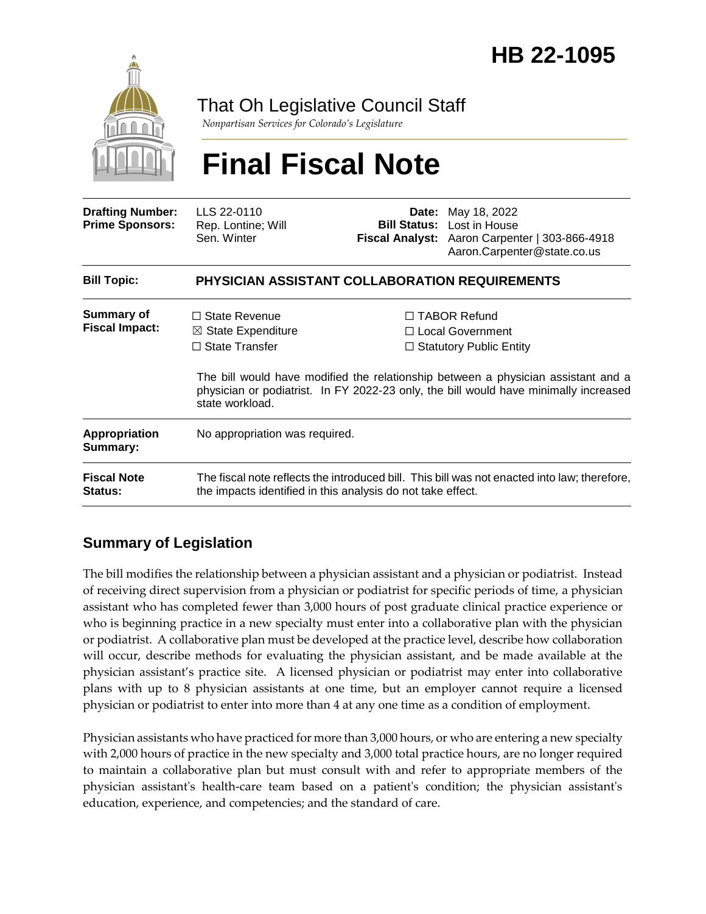# HB 22-1095

That Oh Legislative Council Staff

*Nonpartisan Services for Colorado's Legislature*

# Final Fiscal Note

| | | | |
|---|---|---|---|
| **Drafting Number:** | LLS 22-0110 | **Date:** | May 18, 2022 |
| **Prime Sponsors:** | Rep. Lontine; Will<br>Sen. Winter | **Bill Status:** | Lost in House |
| | | **Fiscal Analyst:** | Aaron Carpenter \| 303-866-4918<br>Aaron.Carpenter@state.co.us |

**Bill Topic:** **PHYSICIAN ASSISTANT COLLABORATION REQUIREMENTS**

**Summary of Fiscal Impact:**

☐ State Revenue
☒ State Expenditure
☐ State Transfer
☐ TABOR Refund
☐ Local Government
☐ Statutory Public Entity

The bill would have modified the relationship between a physician assistant and a physician or podiatrist. In FY 2022-23 only, the bill would have minimally increased state workload.

**Appropriation Summary:** No appropriation was required.

**Fiscal Note Status:** The fiscal note reflects the introduced bill. This bill was not enacted into law; therefore, the impacts identified in this analysis do not take effect.

## Summary of Legislation

The bill modifies the relationship between a physician assistant and a physician or podiatrist. Instead of receiving direct supervision from a physician or podiatrist for specific periods of time, a physician assistant who has completed fewer than 3,000 hours of post graduate clinical practice experience or who is beginning practice in a new specialty must enter into a collaborative plan with the physician or podiatrist. A collaborative plan must be developed at the practice level, describe how collaboration will occur, describe methods for evaluating the physician assistant, and be made available at the physician assistant's practice site. A licensed physician or podiatrist may enter into collaborative plans with up to 8 physician assistants at one time, but an employer cannot require a licensed physician or podiatrist to enter into more than 4 at any one time as a condition of employment.

Physician assistants who have practiced for more than 3,000 hours, or who are entering a new specialty with 2,000 hours of practice in the new specialty and 3,000 total practice hours, are no longer required to maintain a collaborative plan but must consult with and refer to appropriate members of the physician assistant's health-care team based on a patient's condition; the physician assistant's education, experience, and competencies; and the standard of care.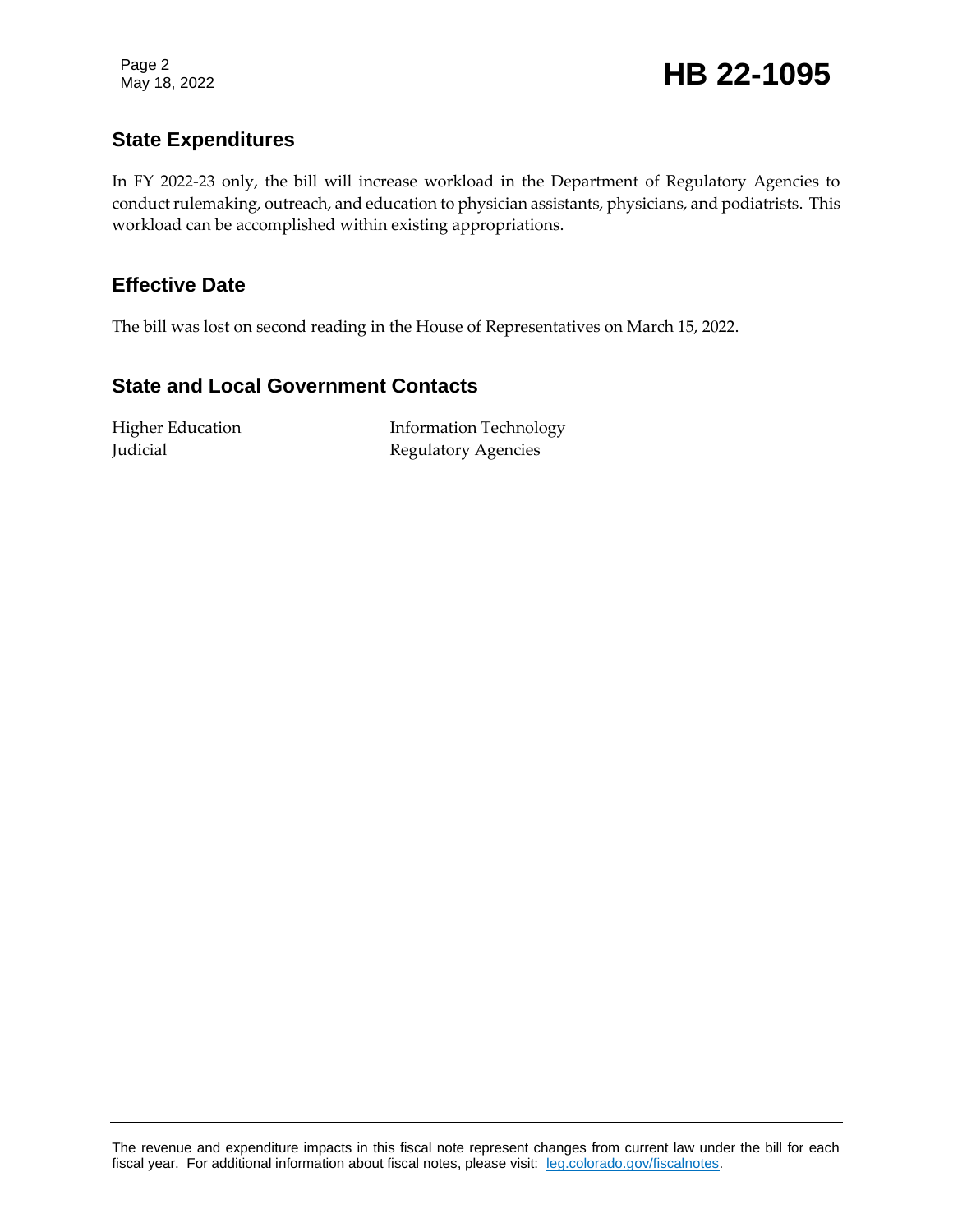## State Expenditures

In FY 2022-23 only, the bill will increase workload in the Department of Regulatory Agencies to conduct rulemaking, outreach, and education to physician assistants, physicians, and podiatrists. This workload can be accomplished within existing appropriations.

## Effective Date

The bill was lost on second reading in the House of Representatives on March 15, 2022.

## State and Local Government Contacts

| | |
|---|---|
| Higher Education | Information Technology |
| Judicial | Regulatory Agencies |

The revenue and expenditure impacts in this fiscal note represent changes from current law under the bill for each fiscal year. For additional information about fiscal notes, please visit: leg.colorado.gov/fiscalnotes.